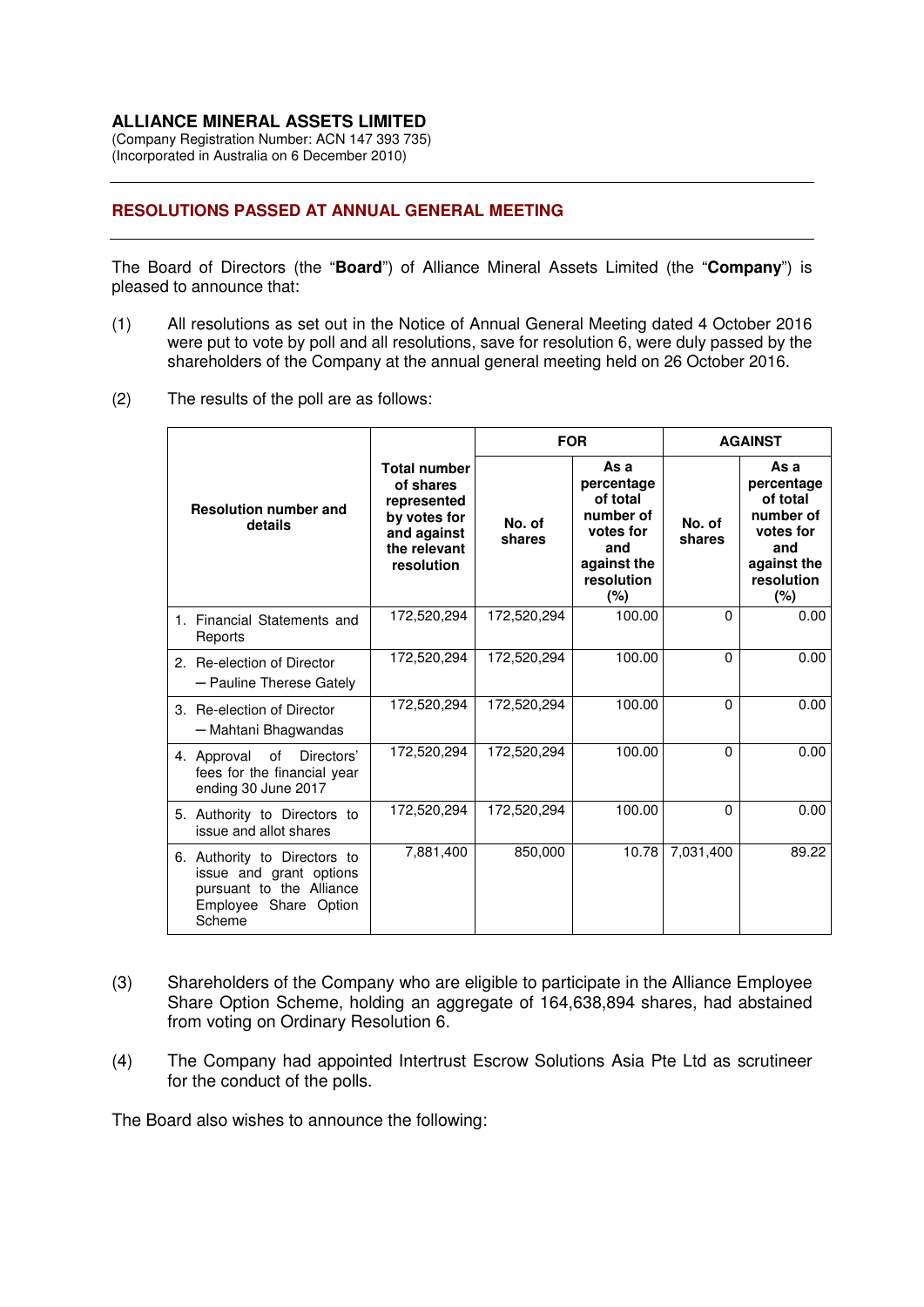**ALLIANCE MINERAL ASSETS LIMITED**
(Company Registration Number: ACN 147 393 735)
(Incorporated in Australia on 6 December 2010)

---

## RESOLUTIONS PASSED AT ANNUAL GENERAL MEETING

---

The Board of Directors (the "**Board**") of Alliance Mineral Assets Limited (the "**Company**") is pleased to announce that:

(1) All resolutions as set out in the Notice of Annual General Meeting dated 4 October 2016 were put to vote by poll and all resolutions, save for resolution 6, were duly passed by the shareholders of the Company at the annual general meeting held on 26 October 2016.

(2) The results of the poll are as follows:

| Resolution number and details | Total number of shares represented by votes for and against the relevant resolution | FOR | | AGAINST | |
|---|---|---|---|---|---|
| | | No. of shares | As a percentage of total number of votes for and against the resolution (%) | No. of shares | As a percentage of total number of votes for and against the resolution (%) |
| 1. Financial Statements and Reports | 172,520,294 | 172,520,294 | 100.00 | 0 | 0.00 |
| 2. Re-election of Director – Pauline Therese Gately | 172,520,294 | 172,520,294 | 100.00 | 0 | 0.00 |
| 3. Re-election of Director – Mahtani Bhagwandas | 172,520,294 | 172,520,294 | 100.00 | 0 | 0.00 |
| 4. Approval of Directors' fees for the financial year ending 30 June 2017 | 172,520,294 | 172,520,294 | 100.00 | 0 | 0.00 |
| 5. Authority to Directors to issue and allot shares | 172,520,294 | 172,520,294 | 100.00 | 0 | 0.00 |
| 6. Authority to Directors to issue and grant options pursuant to the Alliance Employee Share Option Scheme | 7,881,400 | 850,000 | 10.78 | 7,031,400 | 89.22 |

(3) Shareholders of the Company who are eligible to participate in the Alliance Employee Share Option Scheme, holding an aggregate of 164,638,894 shares, had abstained from voting on Ordinary Resolution 6.

(4) The Company had appointed Intertrust Escrow Solutions Asia Pte Ltd as scrutineer for the conduct of the polls.

The Board also wishes to announce the following: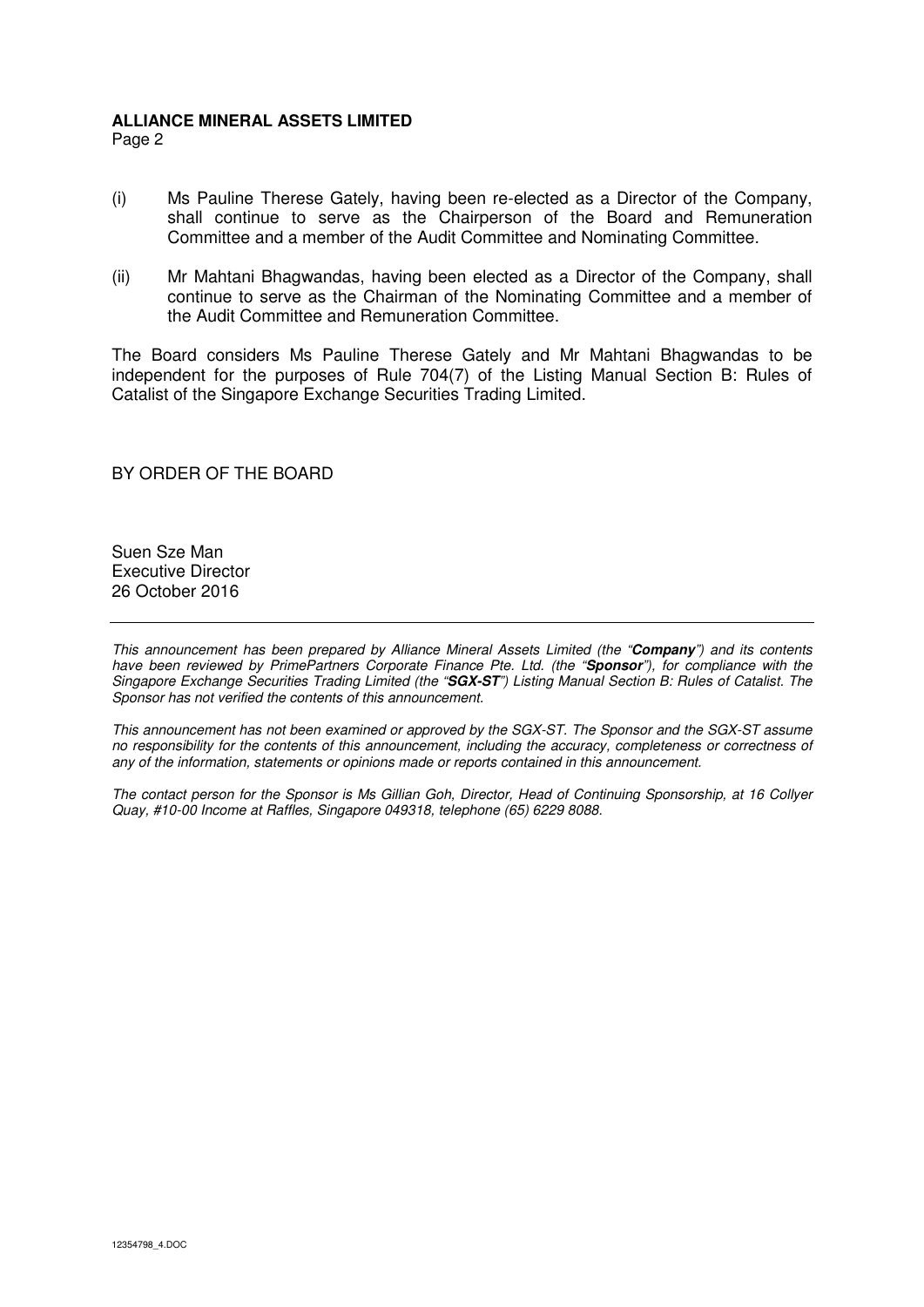(i) Ms Pauline Therese Gately, having been re-elected as a Director of the Company, shall continue to serve as the Chairperson of the Board and Remuneration Committee and a member of the Audit Committee and Nominating Committee.

(ii) Mr Mahtani Bhagwandas, having been elected as a Director of the Company, shall continue to serve as the Chairman of the Nominating Committee and a member of the Audit Committee and Remuneration Committee.

The Board considers Ms Pauline Therese Gately and Mr Mahtani Bhagwandas to be independent for the purposes of Rule 704(7) of the Listing Manual Section B: Rules of Catalist of the Singapore Exchange Securities Trading Limited.

BY ORDER OF THE BOARD

Suen Sze Man
Executive Director
26 October 2016

---

*This announcement has been prepared by Alliance Mineral Assets Limited (the "**Company**") and its contents have been reviewed by PrimePartners Corporate Finance Pte. Ltd. (the "**Sponsor**"), for compliance with the Singapore Exchange Securities Trading Limited (the "**SGX-ST**") Listing Manual Section B: Rules of Catalist. The Sponsor has not verified the contents of this announcement.*

*This announcement has not been examined or approved by the SGX-ST. The Sponsor and the SGX-ST assume no responsibility for the contents of this announcement, including the accuracy, completeness or correctness of any of the information, statements or opinions made or reports contained in this announcement.*

*The contact person for the Sponsor is Ms Gillian Goh, Director, Head of Continuing Sponsorship, at 16 Collyer Quay, #10-00 Income at Raffles, Singapore 049318, telephone (65) 6229 8088.*